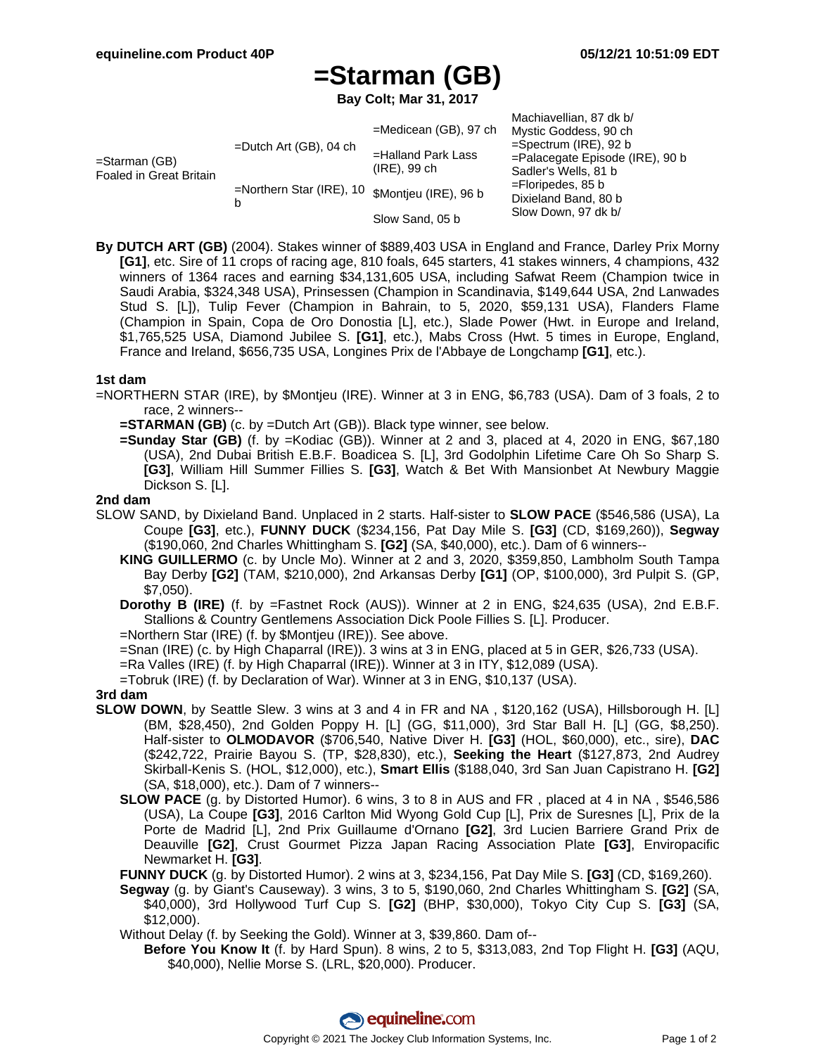equineline.com Product 40P

05/12/21 10:51:09 EDT

# =Starman (GB)

**Bay Colt; Mar 31, 2017**

| | | | |
|---|---|---|---|
| =Starman (GB) Foaled in Great Britain | =Dutch Art (GB), 04 ch | =Medicean (GB), 97 ch | Machiavellian, 87 dk b/ |
| | | | Mystic Goddess, 90 ch |
| | | =Halland Park Lass (IRE), 99 ch | =Spectrum (IRE), 92 b |
| | | | =Palacegate Episode (IRE), 90 b |
| | =Northern Star (IRE), 10 b | $Montjeu (IRE), 96 b | Sadler's Wells, 81 b |
| | | | =Floripedes, 85 b |
| | | Slow Sand, 05 b | Dixieland Band, 80 b |
| | | | Slow Down, 97 dk b/ |

**By DUTCH ART (GB)** (2004). Stakes winner of $889,403 USA in England and France, Darley Prix Morny **[G1]**, etc. Sire of 11 crops of racing age, 810 foals, 645 starters, 41 stakes winners, 4 champions, 432 winners of 1364 races and earning $34,131,605 USA, including Safwat Reem (Champion twice in Saudi Arabia, $324,348 USA), Prinsessen (Champion in Scandinavia, $149,644 USA, 2nd Lanwades Stud S. [L]), Tulip Fever (Champion in Bahrain, to 5, 2020, $59,131 USA), Flanders Flame (Champion in Spain, Copa de Oro Donostia [L], etc.), Slade Power (Hwt. in Europe and Ireland, $1,765,525 USA, Diamond Jubilee S. **[G1]**, etc.), Mabs Cross (Hwt. 5 times in Europe, England, France and Ireland, $656,735 USA, Longines Prix de l'Abbaye de Longchamp **[G1]**, etc.).

### 1st dam

=NORTHERN STAR (IRE), by $Montjeu (IRE). Winner at 3 in ENG, $6,783 (USA). Dam of 3 foals, 2 to race, 2 winners--

- **=STARMAN (GB)** (c. by =Dutch Art (GB)). Black type winner, see below.
- **=Sunday Star (GB)** (f. by =Kodiac (GB)). Winner at 2 and 3, placed at 4, 2020 in ENG, $67,180 (USA), 2nd Dubai British E.B.F. Boadicea S. [L], 3rd Godolphin Lifetime Care Oh So Sharp S. **[G3]**, William Hill Summer Fillies S. **[G3]**, Watch & Bet With Mansionbet At Newbury Maggie Dickson S. [L].

### 2nd dam

SLOW SAND, by Dixieland Band. Unplaced in 2 starts. Half-sister to **SLOW PACE** ($546,586 (USA), La Coupe **[G3]**, etc.), **FUNNY DUCK** ($234,156, Pat Day Mile S. **[G3]** (CD, $169,260)), **Segway** ($190,060, 2nd Charles Whittingham S. **[G2]** (SA, $40,000), etc.). Dam of 6 winners--

- **KING GUILLERMO** (c. by Uncle Mo). Winner at 2 and 3, 2020, $359,850, Lambholm South Tampa Bay Derby **[G2]** (TAM, $210,000), 2nd Arkansas Derby **[G1]** (OP, $100,000), 3rd Pulpit S. (GP, $7,050).
- **Dorothy B (IRE)** (f. by =Fastnet Rock (AUS)). Winner at 2 in ENG, $24,635 (USA), 2nd E.B.F. Stallions & Country Gentlemens Association Dick Poole Fillies S. [L]. Producer.
- =Northern Star (IRE) (f. by $Montjeu (IRE)). See above.
- =Snan (IRE) (c. by High Chaparral (IRE)). 3 wins at 3 in ENG, placed at 5 in GER, $26,733 (USA).
- =Ra Valles (IRE) (f. by High Chaparral (IRE)). Winner at 3 in ITY, $12,089 (USA).
- =Tobruk (IRE) (f. by Declaration of War). Winner at 3 in ENG, $10,137 (USA).

### 3rd dam

**SLOW DOWN**, by Seattle Slew. 3 wins at 3 and 4 in FR and NA , $120,162 (USA), Hillsborough H. [L] (BM, $28,450), 2nd Golden Poppy H. [L] (GG, $11,000), 3rd Star Ball H. [L] (GG, $8,250). Half-sister to **OLMODAVOR** ($706,540, Native Diver H. **[G3]** (HOL, $60,000), etc., sire), **DAC** ($242,722, Prairie Bayou S. (TP, $28,830), etc.), **Seeking the Heart** ($127,873, 2nd Audrey Skirball-Kenis S. (HOL, $12,000), etc.), **Smart Ellis** ($188,040, 3rd San Juan Capistrano H. **[G2]** (SA, $18,000), etc.). Dam of 7 winners--

- **SLOW PACE** (g. by Distorted Humor). 6 wins, 3 to 8 in AUS and FR , placed at 4 in NA , $546,586 (USA), La Coupe **[G3]**, 2016 Carlton Mid Wyong Gold Cup [L], Prix de Suresnes [L], Prix de la Porte de Madrid [L], 2nd Prix Guillaume d'Ornano **[G2]**, 3rd Lucien Barriere Grand Prix de Deauville **[G2]**, Crust Gourmet Pizza Japan Racing Association Plate **[G3]**, Enviropacific Newmarket H. **[G3]**.
- **FUNNY DUCK** (g. by Distorted Humor). 2 wins at 3, $234,156, Pat Day Mile S. **[G3]** (CD, $169,260).
- **Segway** (g. by Giant's Causeway). 3 wins, 3 to 5, $190,060, 2nd Charles Whittingham S. **[G2]** (SA, $40,000), 3rd Hollywood Turf Cup S. **[G2]** (BHP, $30,000), Tokyo City Cup S. **[G3]** (SA, $12,000).
- Without Delay (f. by Seeking the Gold). Winner at 3, $39,860. Dam of--
  - **Before You Know It** (f. by Hard Spun). 8 wins, 2 to 5, $313,083, 2nd Top Flight H. **[G3]** (AQU, $40,000), Nellie Morse S. (LRL, $20,000). Producer.

Copyright © 2021 The Jockey Club Information Systems, Inc.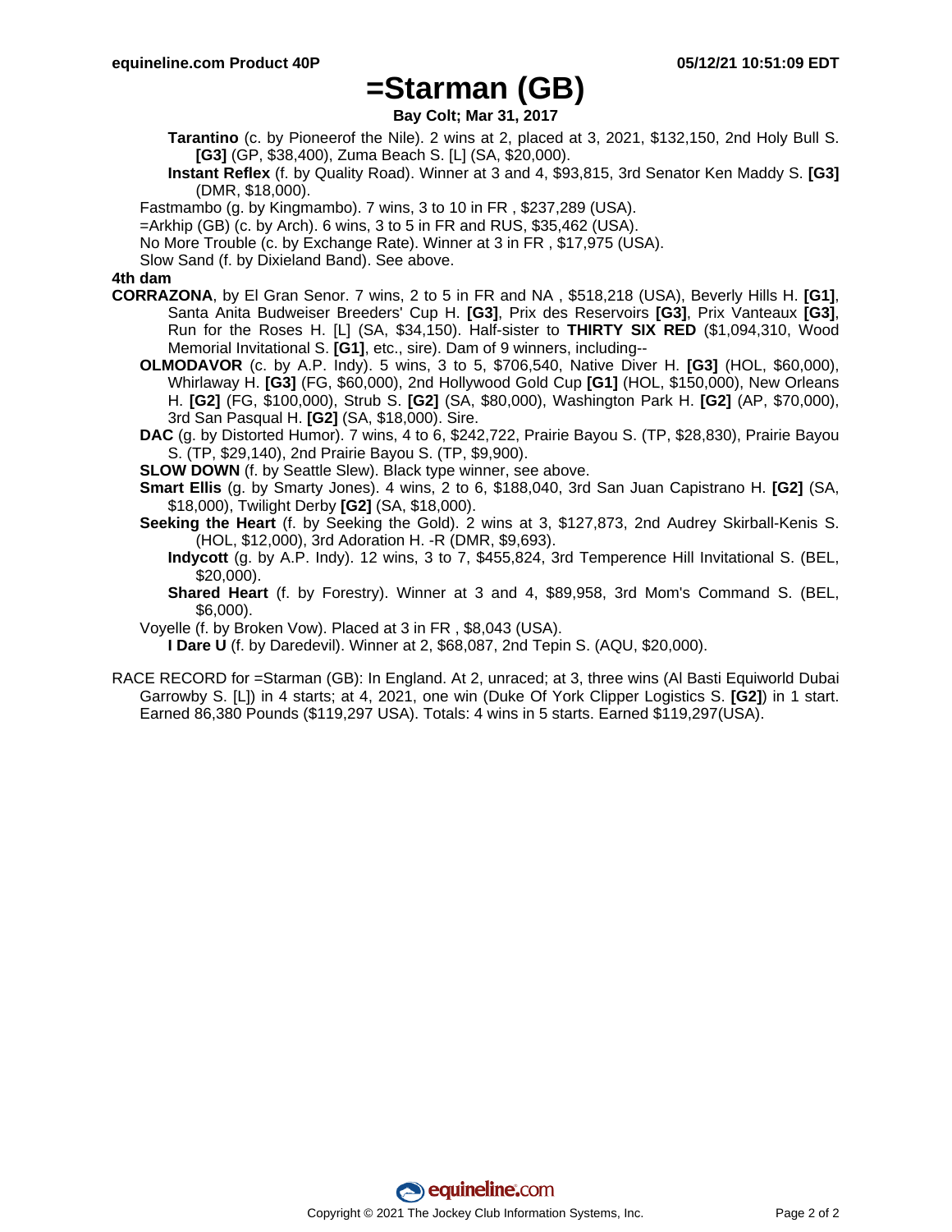# =Starman (GB)

**Bay Colt; Mar 31, 2017**

**Tarantino** (c. by Pioneerof the Nile). 2 wins at 2, placed at 3, 2021, $132,150, 2nd Holy Bull S. **[G3]** (GP, $38,400), Zuma Beach S. [L] (SA, $20,000).

**Instant Reflex** (f. by Quality Road). Winner at 3 and 4, $93,815, 3rd Senator Ken Maddy S. **[G3]** (DMR, $18,000).

Fastmambo (g. by Kingmambo). 7 wins, 3 to 10 in FR , $237,289 (USA).

=Arkhip (GB) (c. by Arch). 6 wins, 3 to 5 in FR and RUS, $35,462 (USA).

No More Trouble (c. by Exchange Rate). Winner at 3 in FR , $17,975 (USA).

Slow Sand (f. by Dixieland Band). See above.

**4th dam**

**CORRAZONA**, by El Gran Senor. 7 wins, 2 to 5 in FR and NA , $518,218 (USA), Beverly Hills H. **[G1]**, Santa Anita Budweiser Breeders' Cup H. **[G3]**, Prix des Reservoirs **[G3]**, Prix Vanteaux **[G3]**, Run for the Roses H. [L] (SA, $34,150). Half-sister to **THIRTY SIX RED** ($1,094,310, Wood Memorial Invitational S. **[G1]**, etc., sire). Dam of 9 winners, including--

**OLMODAVOR** (c. by A.P. Indy). 5 wins, 3 to 5, $706,540, Native Diver H. **[G3]** (HOL, $60,000), Whirlaway H. **[G3]** (FG, $60,000), 2nd Hollywood Gold Cup **[G1]** (HOL, $150,000), New Orleans H. **[G2]** (FG, $100,000), Strub S. **[G2]** (SA, $80,000), Washington Park H. **[G2]** (AP, $70,000), 3rd San Pasqual H. **[G2]** (SA, $18,000). Sire.

**DAC** (g. by Distorted Humor). 7 wins, 4 to 6, $242,722, Prairie Bayou S. (TP, $28,830), Prairie Bayou S. (TP, $29,140), 2nd Prairie Bayou S. (TP, $9,900).

**SLOW DOWN** (f. by Seattle Slew). Black type winner, see above.

**Smart Ellis** (g. by Smarty Jones). 4 wins, 2 to 6, $188,040, 3rd San Juan Capistrano H. **[G2]** (SA, $18,000), Twilight Derby **[G2]** (SA, $18,000).

**Seeking the Heart** (f. by Seeking the Gold). 2 wins at 3, $127,873, 2nd Audrey Skirball-Kenis S. (HOL, $12,000), 3rd Adoration H. -R (DMR, $9,693).

**Indycott** (g. by A.P. Indy). 12 wins, 3 to 7, $455,824, 3rd Temperence Hill Invitational S. (BEL, $20,000).

**Shared Heart** (f. by Forestry). Winner at 3 and 4, $89,958, 3rd Mom's Command S. (BEL, $6,000).

Voyelle (f. by Broken Vow). Placed at 3 in FR , $8,043 (USA).

**I Dare U** (f. by Daredevil). Winner at 2, $68,087, 2nd Tepin S. (AQU, $20,000).

RACE RECORD for =Starman (GB): In England. At 2, unraced; at 3, three wins (Al Basti Equiworld Dubai Garrowby S. [L]) in 4 starts; at 4, 2021, one win (Duke Of York Clipper Logistics S. **[G2]**) in 1 start. Earned 86,380 Pounds ($119,297 USA). Totals: 4 wins in 5 starts. Earned $119,297(USA).